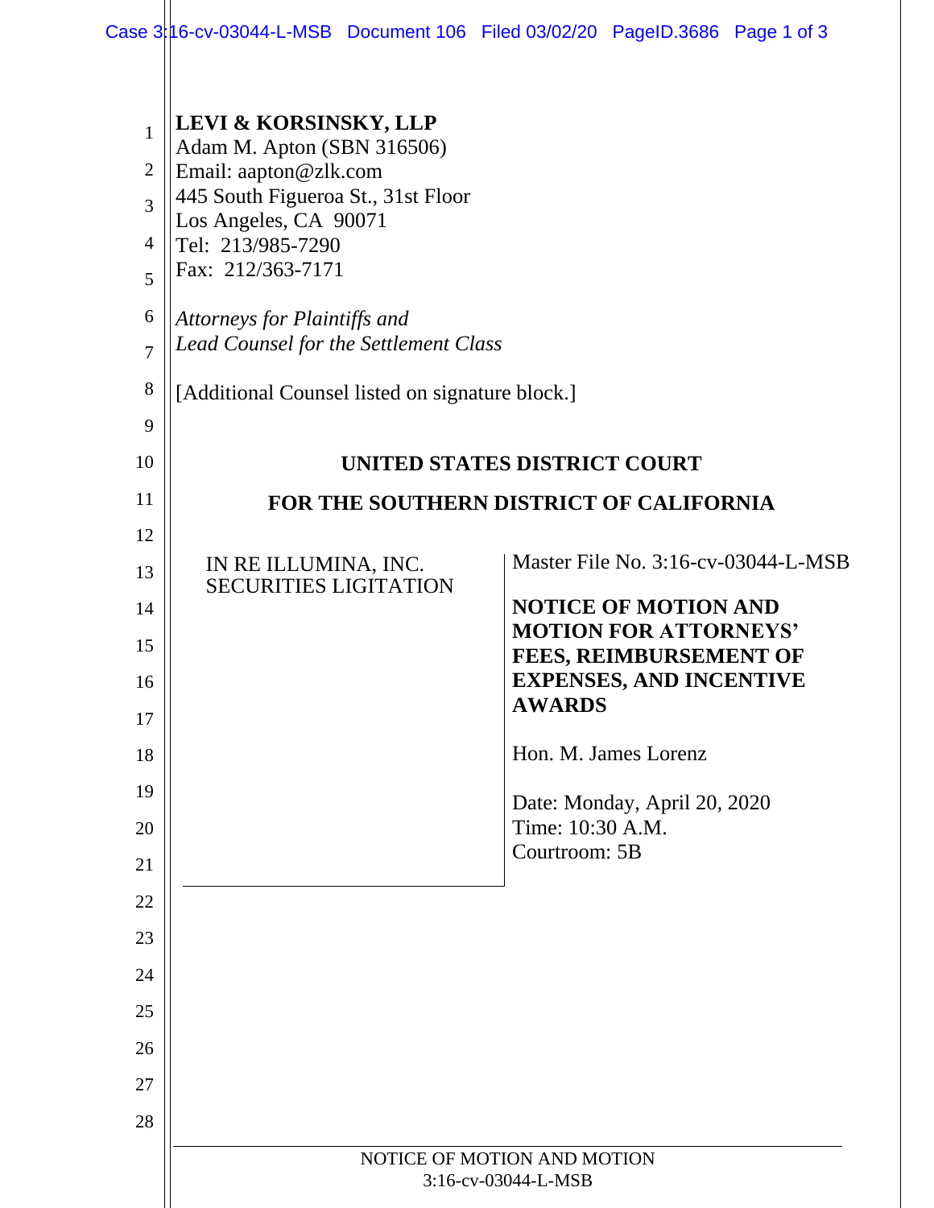**LEVI & KORSINSKY, LLP**
Adam M. Apton (SBN 316506)
Email: aapton@zlk.com
445 South Figueroa St., 31st Floor
Los Angeles, CA 90071
Tel: 213/985-7290
Fax: 212/363-7171

*Attorneys for Plaintiffs and*
*Lead Counsel for the Settlement Class*

[Additional Counsel listed on signature block.]

**UNITED STATES DISTRICT COURT**

**FOR THE SOUTHERN DISTRICT OF CALIFORNIA**

| | |
|---|---|
| IN RE ILLUMINA, INC. SECURITIES LIGITATION | Master File No. 3:16-cv-03044-L-MSB<br><br>**NOTICE OF MOTION AND MOTION FOR ATTORNEYS' FEES, REIMBURSEMENT OF EXPENSES, AND INCENTIVE AWARDS**<br><br>Hon. M. James Lorenz<br><br>Date: Monday, April 20, 2020<br>Time: 10:30 A.M.<br>Courtroom: 5B |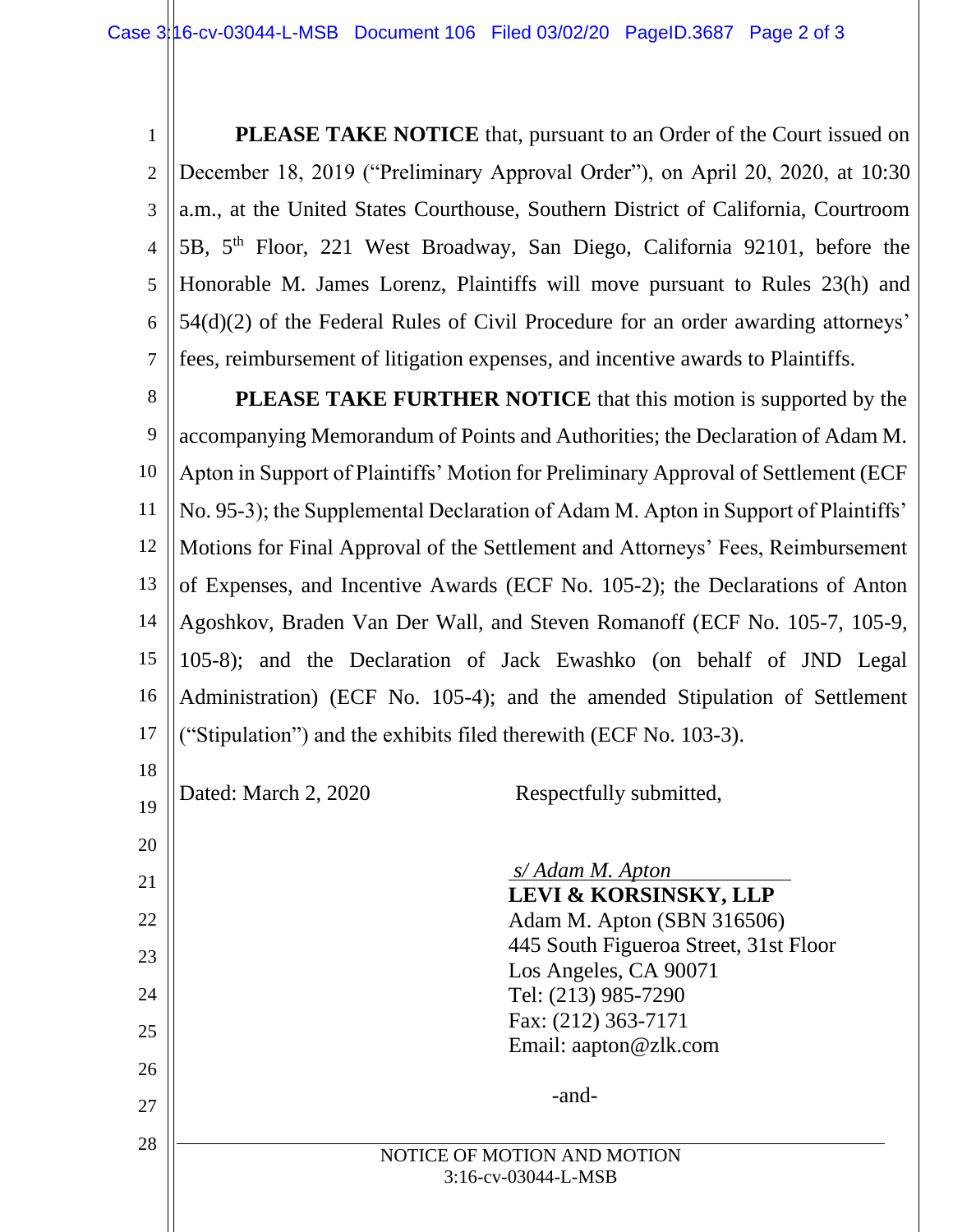**PLEASE TAKE NOTICE** that, pursuant to an Order of the Court issued on December 18, 2019 ("Preliminary Approval Order"), on April 20, 2020, at 10:30 a.m., at the United States Courthouse, Southern District of California, Courtroom 5B, 5th Floor, 221 West Broadway, San Diego, California 92101, before the Honorable M. James Lorenz, Plaintiffs will move pursuant to Rules 23(h) and 54(d)(2) of the Federal Rules of Civil Procedure for an order awarding attorneys' fees, reimbursement of litigation expenses, and incentive awards to Plaintiffs.

**PLEASE TAKE FURTHER NOTICE** that this motion is supported by the accompanying Memorandum of Points and Authorities; the Declaration of Adam M. Apton in Support of Plaintiffs' Motion for Preliminary Approval of Settlement (ECF No. 95-3); the Supplemental Declaration of Adam M. Apton in Support of Plaintiffs' Motions for Final Approval of the Settlement and Attorneys' Fees, Reimbursement of Expenses, and Incentive Awards (ECF No. 105-2); the Declarations of Anton Agoshkov, Braden Van Der Wall, and Steven Romanoff (ECF No. 105-7, 105-9, 105-8); and the Declaration of Jack Ewashko (on behalf of JND Legal Administration) (ECF No. 105-4); and the amended Stipulation of Settlement ("Stipulation") and the exhibits filed therewith (ECF No. 103-3).

Dated: March 2, 2020

Respectfully submitted,

*s/ Adam M. Apton*
**LEVI & KORSINSKY, LLP**
Adam M. Apton (SBN 316506)
445 South Figueroa Street, 31st Floor
Los Angeles, CA 90071
Tel: (213) 985-7290
Fax: (212) 363-7171
Email: aapton@zlk.com

-and-

NOTICE OF MOTION AND MOTION
3:16-cv-03044-L-MSB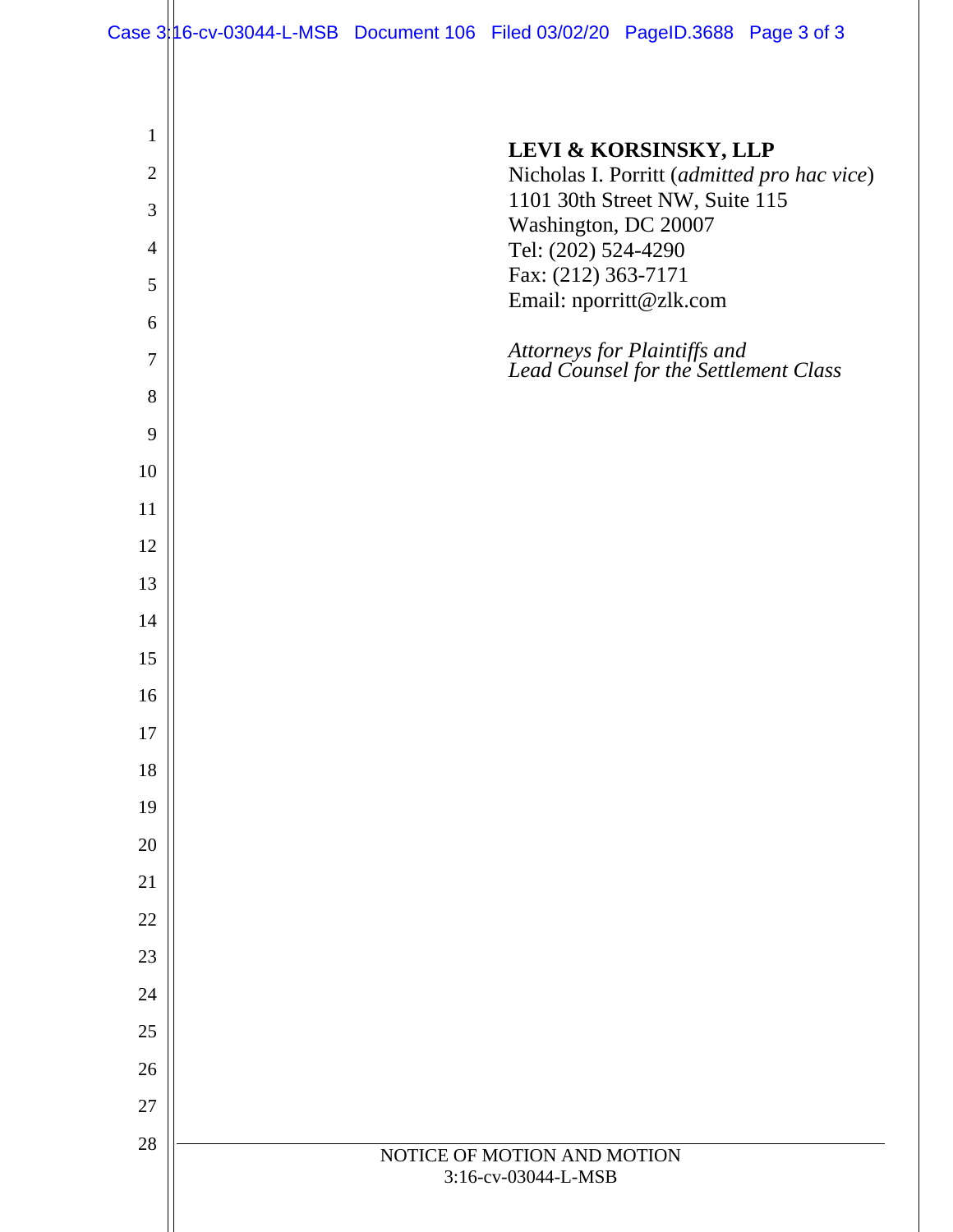**LEVI & KORSINSKY, LLP**
Nicholas I. Porritt (*admitted pro hac vice*)
1101 30th Street NW, Suite 115
Washington, DC 20007
Tel: (202) 524-4290
Fax: (212) 363-7171
Email: nporritt@zlk.com

*Attorneys for Plaintiffs and*
*Lead Counsel for the Settlement Class*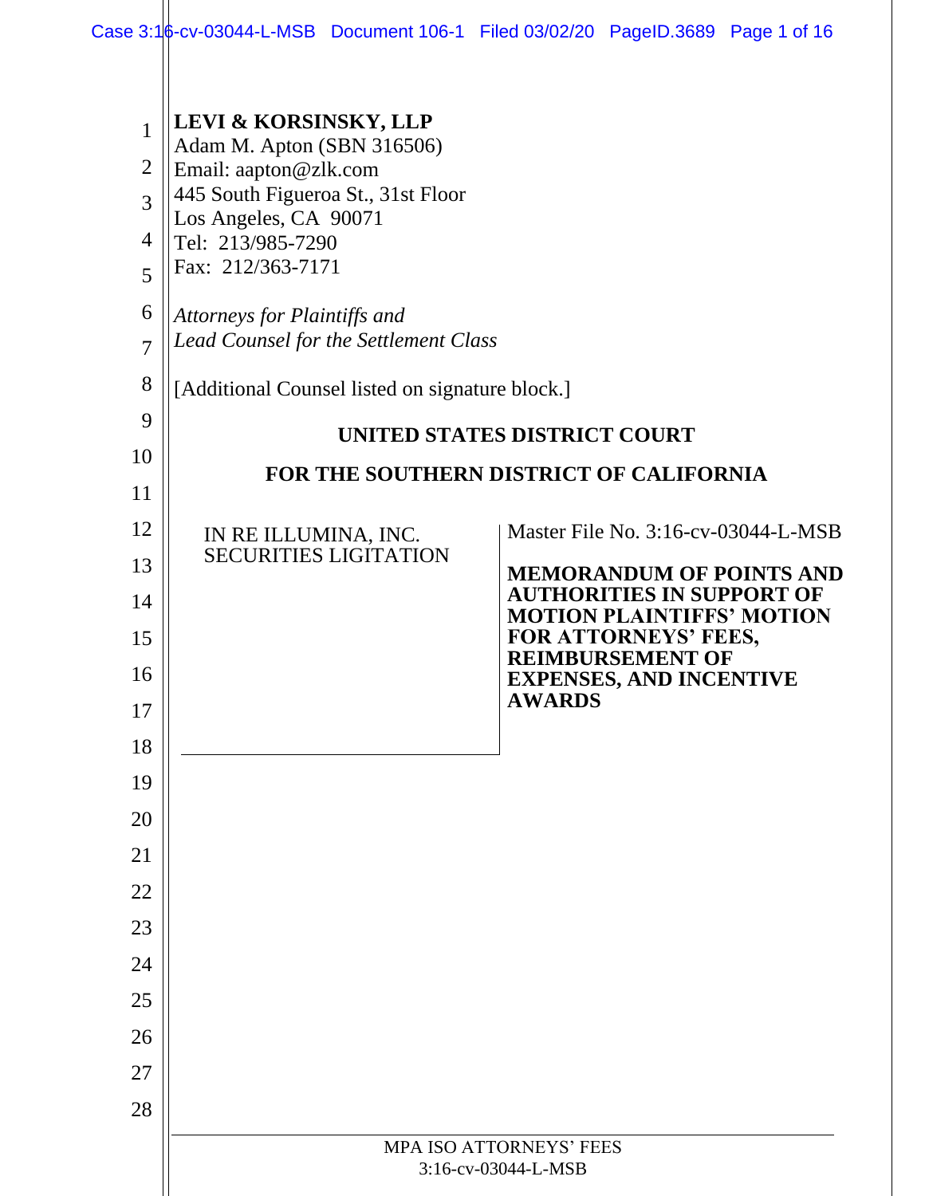**LEVI & KORSINSKY, LLP**
Adam M. Apton (SBN 316506)
Email: aapton@zlk.com
445 South Figueroa St., 31st Floor
Los Angeles, CA 90071
Tel: 213/985-7290
Fax: 212/363-7171

*Attorneys for Plaintiffs and*
*Lead Counsel for the Settlement Class*

[Additional Counsel listed on signature block.]

**UNITED STATES DISTRICT COURT**

**FOR THE SOUTHERN DISTRICT OF CALIFORNIA**

| | |
|---|---|
| IN RE ILLUMINA, INC. SECURITIES LIGITATION | Master File No. 3:16-cv-03044-L-MSB<br><br>**MEMORANDUM OF POINTS AND AUTHORITIES IN SUPPORT OF MOTION PLAINTIFFS' MOTION FOR ATTORNEYS' FEES, REIMBURSEMENT OF EXPENSES, AND INCENTIVE AWARDS** |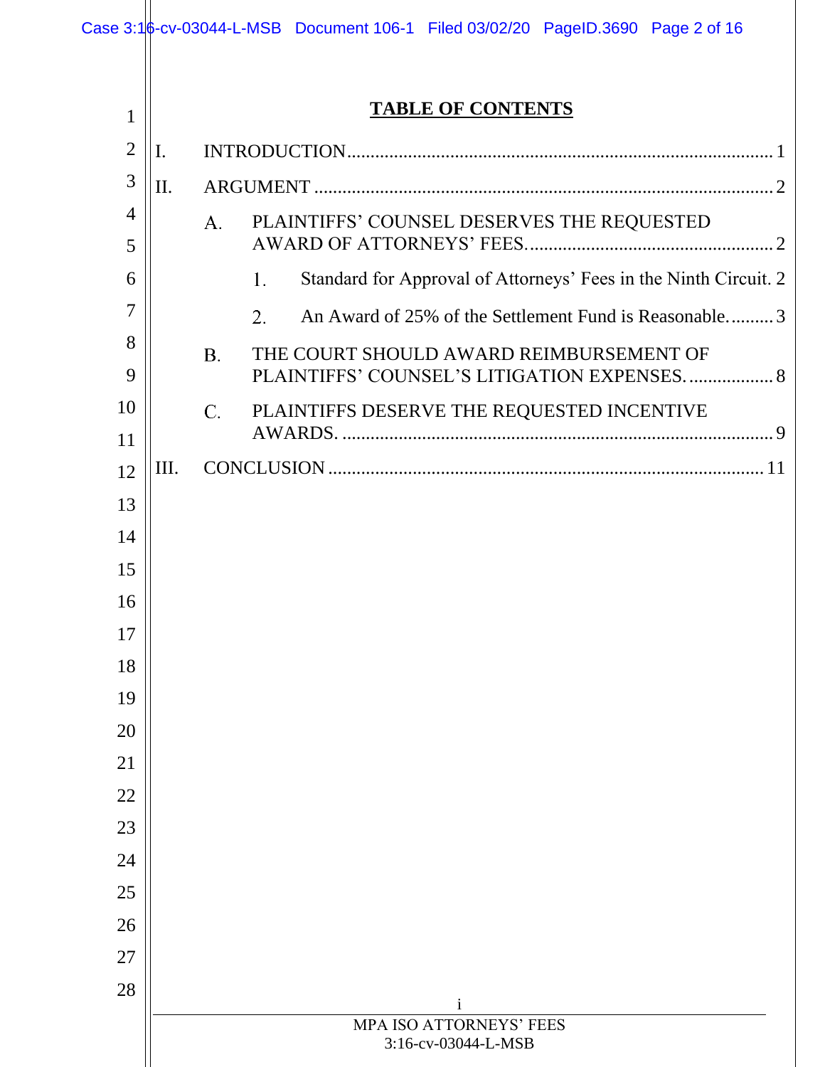## TABLE OF CONTENTS

I. INTRODUCTION .......... 1

II. ARGUMENT .......... 2

- A. PLAINTIFFS' COUNSEL DESERVES THE REQUESTED AWARD OF ATTORNEYS' FEES. .......... 2
  - 1. Standard for Approval of Attorneys' Fees in the Ninth Circuit. 2
  - 2. An Award of 25% of the Settlement Fund is Reasonable. .......... 3
- B. THE COURT SHOULD AWARD REIMBURSEMENT OF PLAINTIFFS' COUNSEL'S LITIGATION EXPENSES. .......... 8
- C. PLAINTIFFS DESERVE THE REQUESTED INCENTIVE AWARDS. .......... 9

III. CONCLUSION .......... 11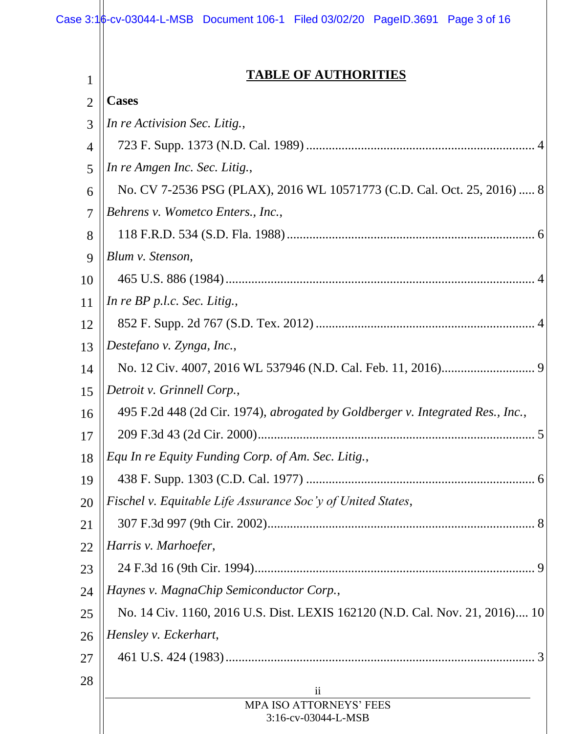## TABLE OF AUTHORITIES

**Cases**

*In re Activision Sec. Litig.*,
723 F. Supp. 1373 (N.D. Cal. 1989) ....................................................................... 4

*In re Amgen Inc. Sec. Litig.*,
No. CV 7-2536 PSG (PLAX), 2016 WL 10571773 (C.D. Cal. Oct. 25, 2016) ..... 8

*Behrens v. Wometco Enters., Inc.*,
118 F.R.D. 534 (S.D. Fla. 1988) ............................................................................. 6

*Blum v. Stenson*,
465 U.S. 886 (1984) ................................................................................................ 4

*In re BP p.l.c. Sec. Litig.*,
852 F. Supp. 2d 767 (S.D. Tex. 2012) .................................................................... 4

*Destefano v. Zynga, Inc.*,
No. 12 Civ. 4007, 2016 WL 537946 (N.D. Cal. Feb. 11, 2016)............................. 9

*Detroit v. Grinnell Corp.*,
495 F.2d 448 (2d Cir. 1974), *abrogated by Goldberger v. Integrated Res., Inc.*,
209 F.3d 43 (2d Cir. 2000)...................................................................................... 5

*Equ In re Equity Funding Corp. of Am. Sec. Litig.*,
438 F. Supp. 1303 (C.D. Cal. 1977) ....................................................................... 6

*Fischel v. Equitable Life Assurance Soc'y of United States*,
307 F.3d 997 (9th Cir. 2002)................................................................................... 8

*Harris v. Marhoefer*,
24 F.3d 16 (9th Cir. 1994)....................................................................................... 9

*Haynes v. MagnaChip Semiconductor Corp.*,
No. 14 Civ. 1160, 2016 U.S. Dist. LEXIS 162120 (N.D. Cal. Nov. 21, 2016).... 10

*Hensley v. Eckerhart*,
461 U.S. 424 (1983) ................................................................................................ 3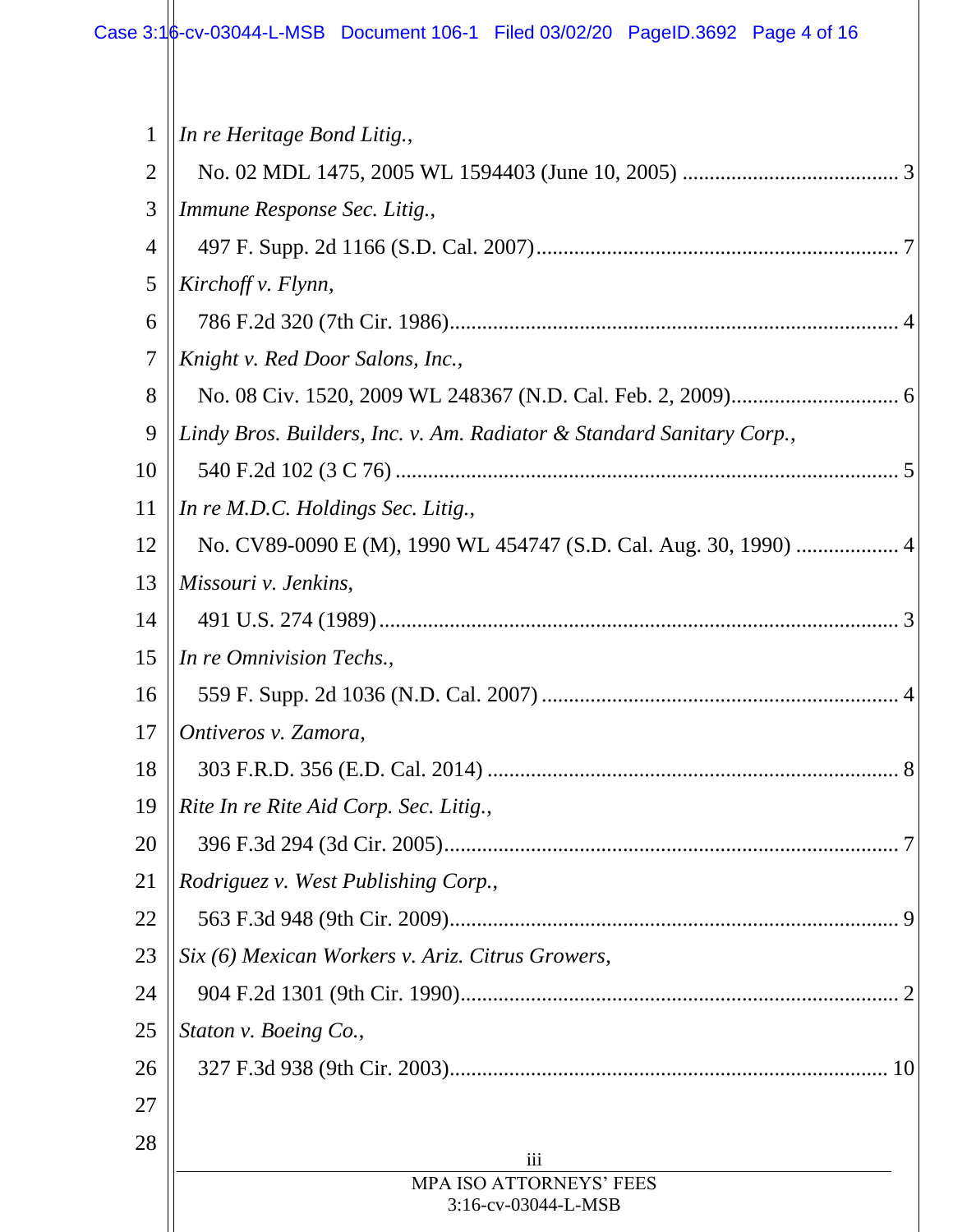*In re Heritage Bond Litig.*,
No. 02 MDL 1475, 2005 WL 1594403 (June 10, 2005) ........................................ 3

*Immune Response Sec. Litig.*,
497 F. Supp. 2d 1166 (S.D. Cal. 2007)................................................................... 7

*Kirchoff v. Flynn*,
786 F.2d 320 (7th Cir. 1986)................................................................................... 4

*Knight v. Red Door Salons, Inc.*,
No. 08 Civ. 1520, 2009 WL 248367 (N.D. Cal. Feb. 2, 2009)............................... 6

*Lindy Bros. Builders, Inc. v. Am. Radiator & Standard Sanitary Corp.*,
540 F.2d 102 (3 C 76) ............................................................................................. 5

*In re M.D.C. Holdings Sec. Litig.*,
No. CV89-0090 E (M), 1990 WL 454747 (S.D. Cal. Aug. 30, 1990) ................... 4

*Missouri v. Jenkins*,
491 U.S. 274 (1989)................................................................................................ 3

*In re Omnivision Techs.*,
559 F. Supp. 2d 1036 (N.D. Cal. 2007) .................................................................. 4

*Ontiveros v. Zamora*,
303 F.R.D. 356 (E.D. Cal. 2014) ............................................................................ 8

*Rite In re Rite Aid Corp. Sec. Litig.*,
396 F.3d 294 (3d Cir. 2005).................................................................................... 7

*Rodriguez v. West Publishing Corp.*,
563 F.3d 948 (9th Cir. 2009)................................................................................... 9

*Six (6) Mexican Workers v. Ariz. Citrus Growers*,
904 F.2d 1301 (9th Cir. 1990)................................................................................. 2

*Staton v. Boeing Co.*,
327 F.3d 938 (9th Cir. 2003)................................................................................. 10

MPA ISO ATTORNEYS' FEES
3:16-cv-03044-L-MSB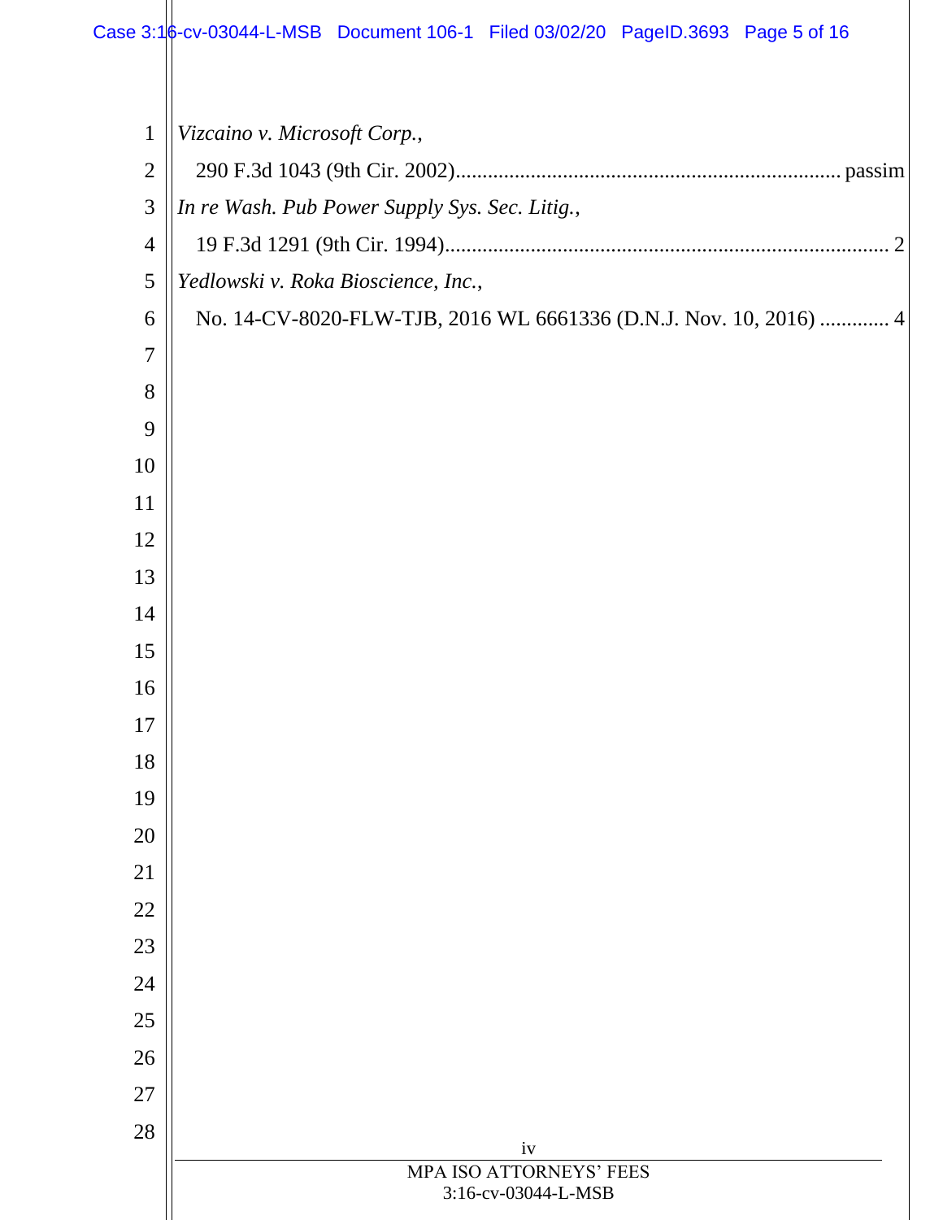*Vizcaino v. Microsoft Corp.*,
290 F.3d 1043 (9th Cir. 2002)....................................................................... passim

*In re Wash. Pub Power Supply Sys. Sec. Litig.*,
19 F.3d 1291 (9th Cir. 1994)................................................................................... 2

*Yedlowski v. Roka Bioscience, Inc.*,
No. 14-CV-8020-FLW-TJB, 2016 WL 6661336 (D.N.J. Nov. 10, 2016) ............. 4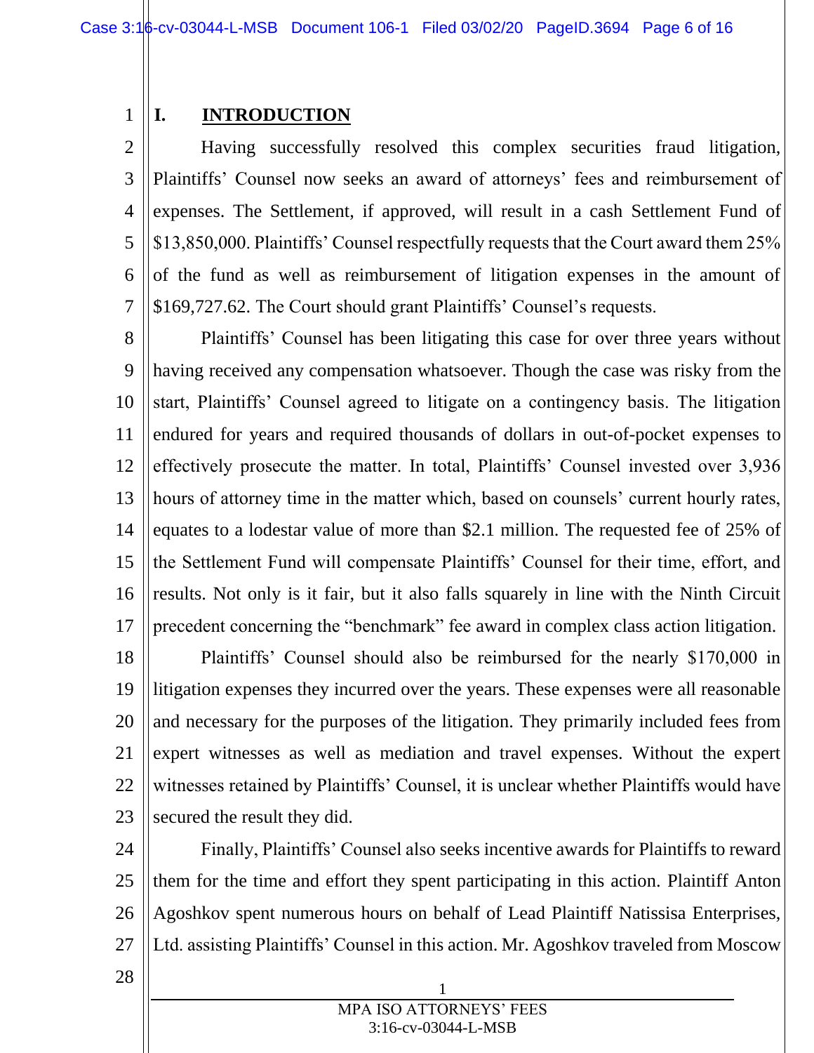## I. INTRODUCTION

Having successfully resolved this complex securities fraud litigation, Plaintiffs' Counsel now seeks an award of attorneys' fees and reimbursement of expenses. The Settlement, if approved, will result in a cash Settlement Fund of $13,850,000. Plaintiffs' Counsel respectfully requests that the Court award them 25% of the fund as well as reimbursement of litigation expenses in the amount of $169,727.62. The Court should grant Plaintiffs' Counsel's requests.

Plaintiffs' Counsel has been litigating this case for over three years without having received any compensation whatsoever. Though the case was risky from the start, Plaintiffs' Counsel agreed to litigate on a contingency basis. The litigation endured for years and required thousands of dollars in out-of-pocket expenses to effectively prosecute the matter. In total, Plaintiffs' Counsel invested over 3,936 hours of attorney time in the matter which, based on counsels' current hourly rates, equates to a lodestar value of more than $2.1 million. The requested fee of 25% of the Settlement Fund will compensate Plaintiffs' Counsel for their time, effort, and results. Not only is it fair, but it also falls squarely in line with the Ninth Circuit precedent concerning the "benchmark" fee award in complex class action litigation.

Plaintiffs' Counsel should also be reimbursed for the nearly $170,000 in litigation expenses they incurred over the years. These expenses were all reasonable and necessary for the purposes of the litigation. They primarily included fees from expert witnesses as well as mediation and travel expenses. Without the expert witnesses retained by Plaintiffs' Counsel, it is unclear whether Plaintiffs would have secured the result they did.

Finally, Plaintiffs' Counsel also seeks incentive awards for Plaintiffs to reward them for the time and effort they spent participating in this action. Plaintiff Anton Agoshkov spent numerous hours on behalf of Lead Plaintiff Natissisa Enterprises, Ltd. assisting Plaintiffs' Counsel in this action. Mr. Agoshkov traveled from Moscow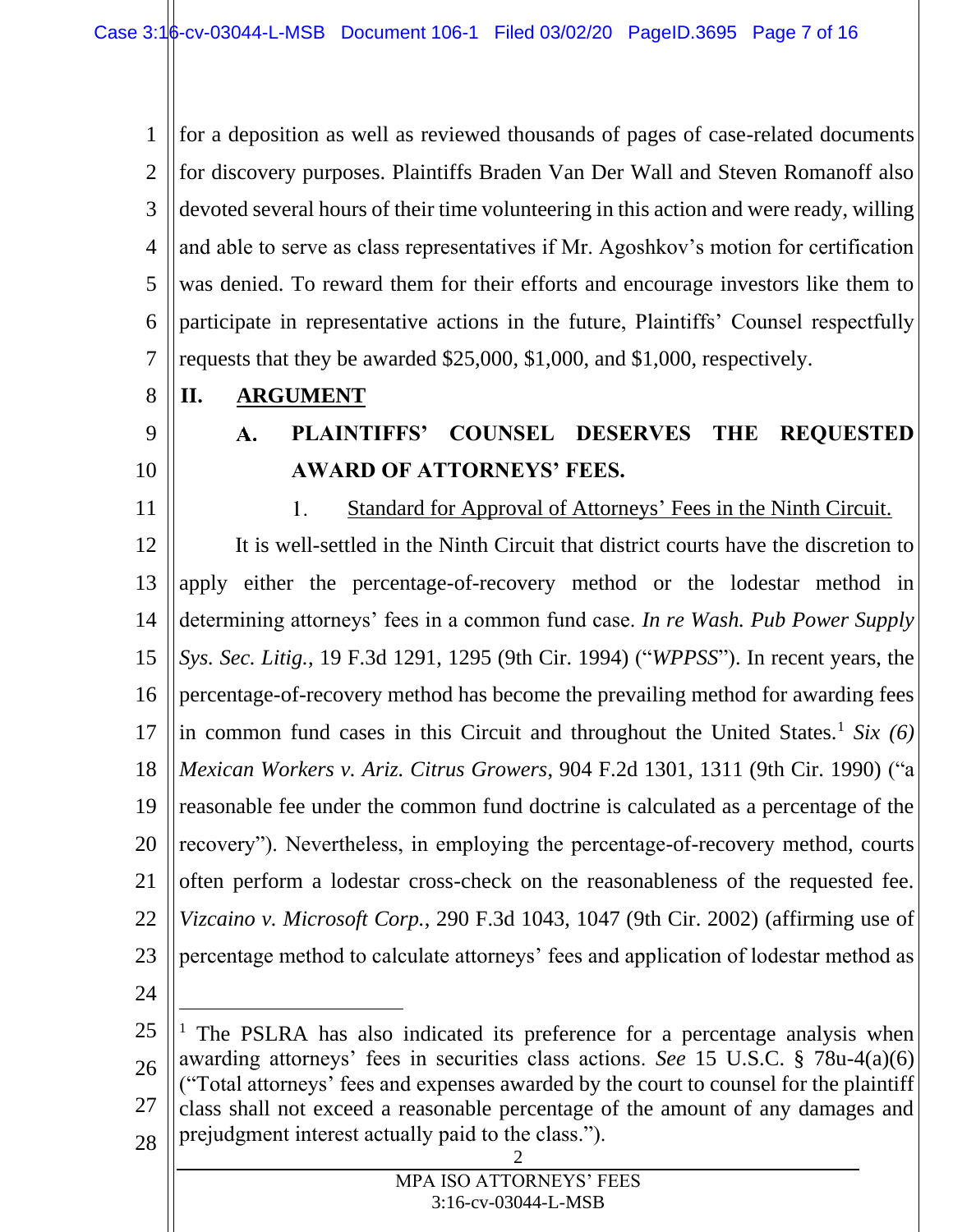for a deposition as well as reviewed thousands of pages of case-related documents for discovery purposes. Plaintiffs Braden Van Der Wall and Steven Romanoff also devoted several hours of their time volunteering in this action and were ready, willing and able to serve as class representatives if Mr. Agoshkov's motion for certification was denied. To reward them for their efforts and encourage investors like them to participate in representative actions in the future, Plaintiffs' Counsel respectfully requests that they be awarded $25,000, $1,000, and $1,000, respectively.

## II. ARGUMENT

### A. PLAINTIFFS' COUNSEL DESERVES THE REQUESTED AWARD OF ATTORNEYS' FEES.

#### 1. Standard for Approval of Attorneys' Fees in the Ninth Circuit.

It is well-settled in the Ninth Circuit that district courts have the discretion to apply either the percentage-of-recovery method or the lodestar method in determining attorneys' fees in a common fund case. *In re Wash. Pub Power Supply Sys. Sec. Litig.*, 19 F.3d 1291, 1295 (9th Cir. 1994) ("*WPPSS*"). In recent years, the percentage-of-recovery method has become the prevailing method for awarding fees in common fund cases in this Circuit and throughout the United States.[1] *Six (6) Mexican Workers v. Ariz. Citrus Growers*, 904 F.2d 1301, 1311 (9th Cir. 1990) ("a reasonable fee under the common fund doctrine is calculated as a percentage of the recovery"). Nevertheless, in employing the percentage-of-recovery method, courts often perform a lodestar cross-check on the reasonableness of the requested fee. *Vizcaino v. Microsoft Corp.*, 290 F.3d 1043, 1047 (9th Cir. 2002) (affirming use of percentage method to calculate attorneys' fees and application of lodestar method as

---

[1] The PSLRA has also indicated its preference for a percentage analysis when awarding attorneys' fees in securities class actions. *See* 15 U.S.C. § 78u-4(a)(6) ("Total attorneys' fees and expenses awarded by the court to counsel for the plaintiff class shall not exceed a reasonable percentage of the amount of any damages and prejudgment interest actually paid to the class.").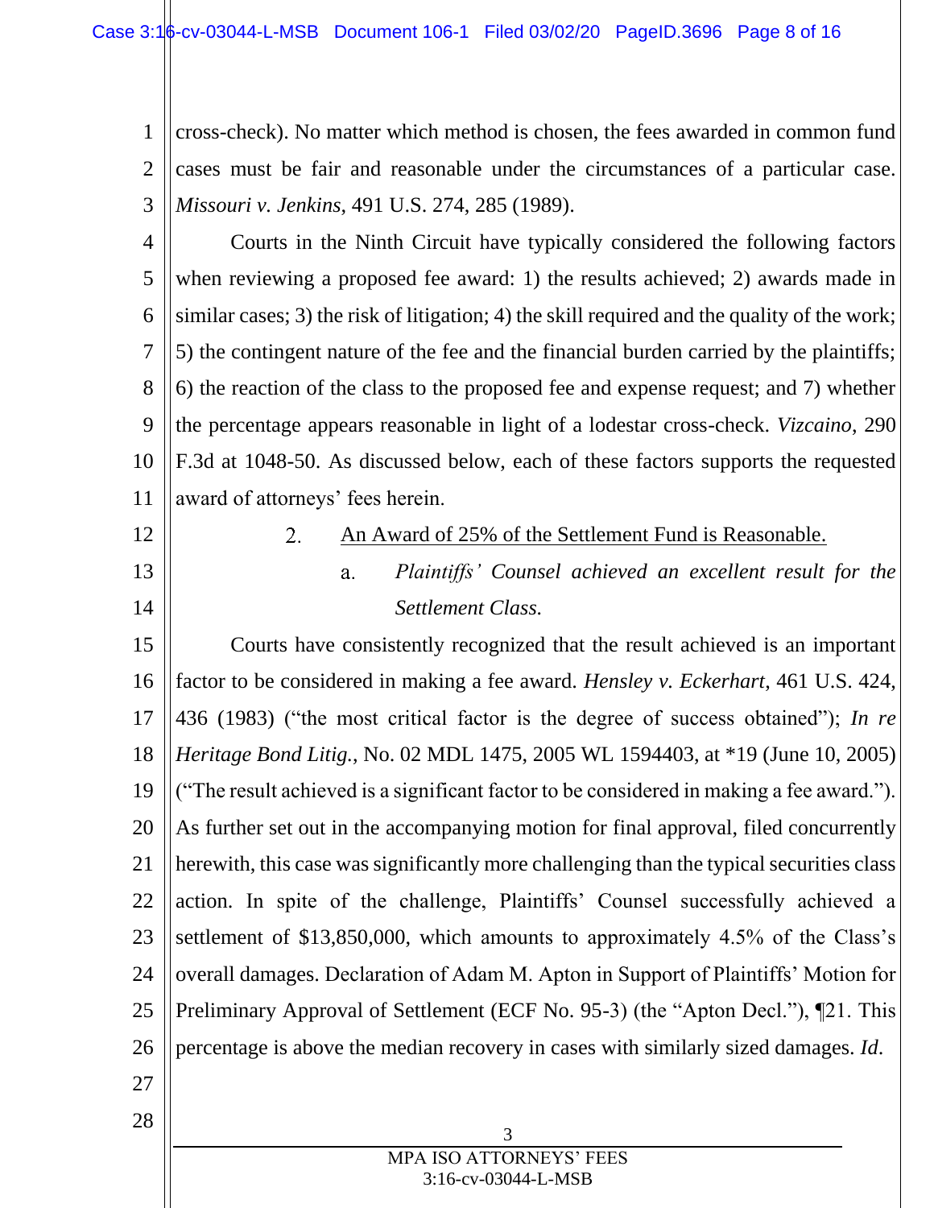cross-check). No matter which method is chosen, the fees awarded in common fund cases must be fair and reasonable under the circumstances of a particular case. *Missouri v. Jenkins*, 491 U.S. 274, 285 (1989).

Courts in the Ninth Circuit have typically considered the following factors when reviewing a proposed fee award: 1) the results achieved; 2) awards made in similar cases; 3) the risk of litigation; 4) the skill required and the quality of the work; 5) the contingent nature of the fee and the financial burden carried by the plaintiffs; 6) the reaction of the class to the proposed fee and expense request; and 7) whether the percentage appears reasonable in light of a lodestar cross-check. *Vizcaino*, 290 F.3d at 1048-50. As discussed below, each of these factors supports the requested award of attorneys' fees herein.

2. An Award of 25% of the Settlement Fund is Reasonable.

a. *Plaintiffs' Counsel achieved an excellent result for the Settlement Class.*

Courts have consistently recognized that the result achieved is an important factor to be considered in making a fee award. *Hensley v. Eckerhart*, 461 U.S. 424, 436 (1983) ("the most critical factor is the degree of success obtained"); *In re Heritage Bond Litig.*, No. 02 MDL 1475, 2005 WL 1594403, at *19 (June 10, 2005) ("The result achieved is a significant factor to be considered in making a fee award."). As further set out in the accompanying motion for final approval, filed concurrently herewith, this case was significantly more challenging than the typical securities class action. In spite of the challenge, Plaintiffs' Counsel successfully achieved a settlement of $13,850,000, which amounts to approximately 4.5% of the Class's overall damages. Declaration of Adam M. Apton in Support of Plaintiffs' Motion for Preliminary Approval of Settlement (ECF No. 95-3) (the "Apton Decl."), ¶21. This percentage is above the median recovery in cases with similarly sized damages. *Id*.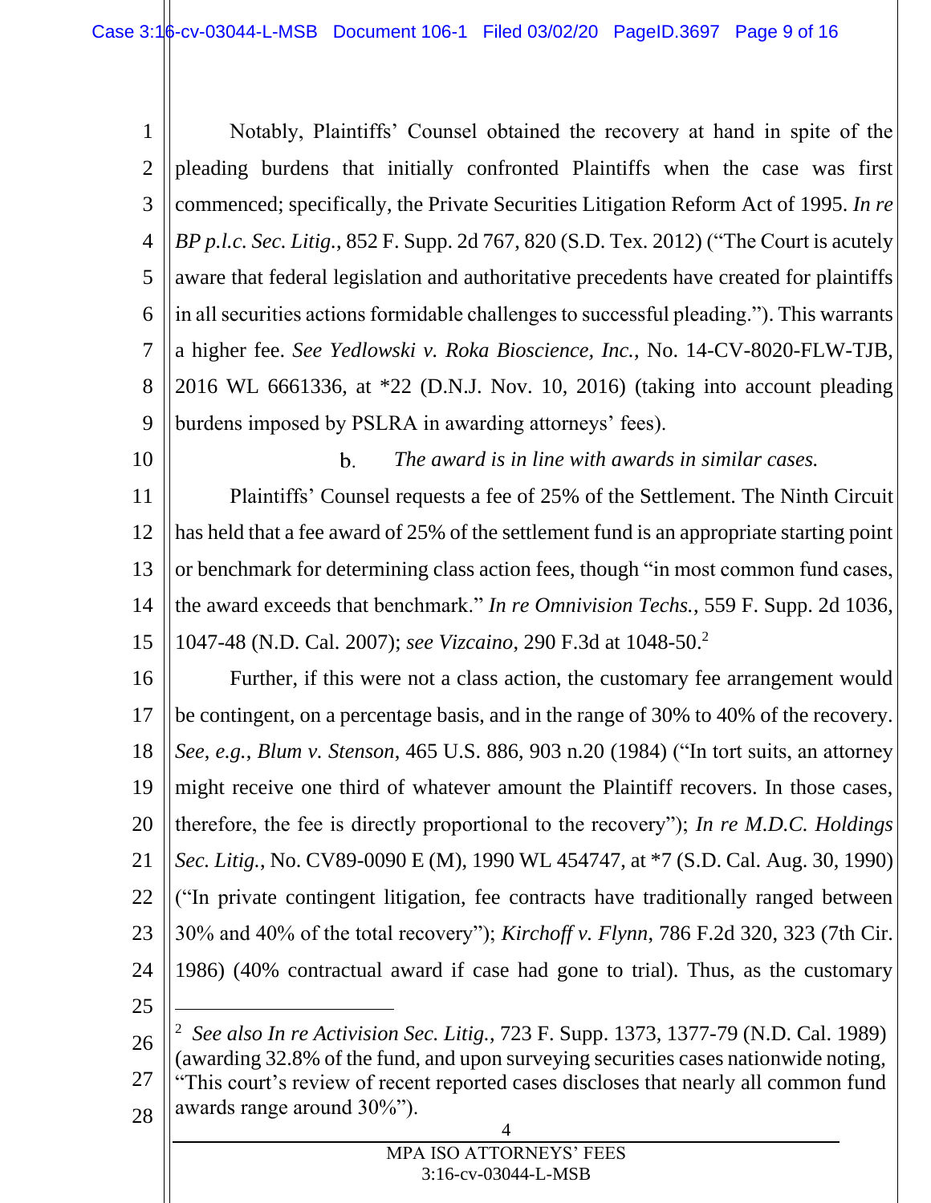Notably, Plaintiffs' Counsel obtained the recovery at hand in spite of the pleading burdens that initially confronted Plaintiffs when the case was first commenced; specifically, the Private Securities Litigation Reform Act of 1995. *In re BP p.l.c. Sec. Litig.*, 852 F. Supp. 2d 767, 820 (S.D. Tex. 2012) ("The Court is acutely aware that federal legislation and authoritative precedents have created for plaintiffs in all securities actions formidable challenges to successful pleading."). This warrants a higher fee. *See Yedlowski v. Roka Bioscience, Inc.*, No. 14-CV-8020-FLW-TJB, 2016 WL 6661336, at *22 (D.N.J. Nov. 10, 2016) (taking into account pleading burdens imposed by PSLRA in awarding attorneys' fees).

b. *The award is in line with awards in similar cases.*

Plaintiffs' Counsel requests a fee of 25% of the Settlement. The Ninth Circuit has held that a fee award of 25% of the settlement fund is an appropriate starting point or benchmark for determining class action fees, though "in most common fund cases, the award exceeds that benchmark." *In re Omnivision Techs.*, 559 F. Supp. 2d 1036, 1047-48 (N.D. Cal. 2007); *see Vizcaino*, 290 F.3d at 1048-50.[2]

Further, if this were not a class action, the customary fee arrangement would be contingent, on a percentage basis, and in the range of 30% to 40% of the recovery. *See, e.g., Blum v. Stenson*, 465 U.S. 886, 903 n.20 (1984) ("In tort suits, an attorney might receive one third of whatever amount the Plaintiff recovers. In those cases, therefore, the fee is directly proportional to the recovery"); *In re M.D.C. Holdings Sec. Litig.*, No. CV89-0090 E (M), 1990 WL 454747, at *7 (S.D. Cal. Aug. 30, 1990) ("In private contingent litigation, fee contracts have traditionally ranged between 30% and 40% of the total recovery"); *Kirchoff v. Flynn*, 786 F.2d 320, 323 (7th Cir. 1986) (40% contractual award if case had gone to trial). Thus, as the customary

---

[2] *See also In re Activision Sec. Litig.*, 723 F. Supp. 1373, 1377-79 (N.D. Cal. 1989) (awarding 32.8% of the fund, and upon surveying securities cases nationwide noting, "This court's review of recent reported cases discloses that nearly all common fund awards range around 30%").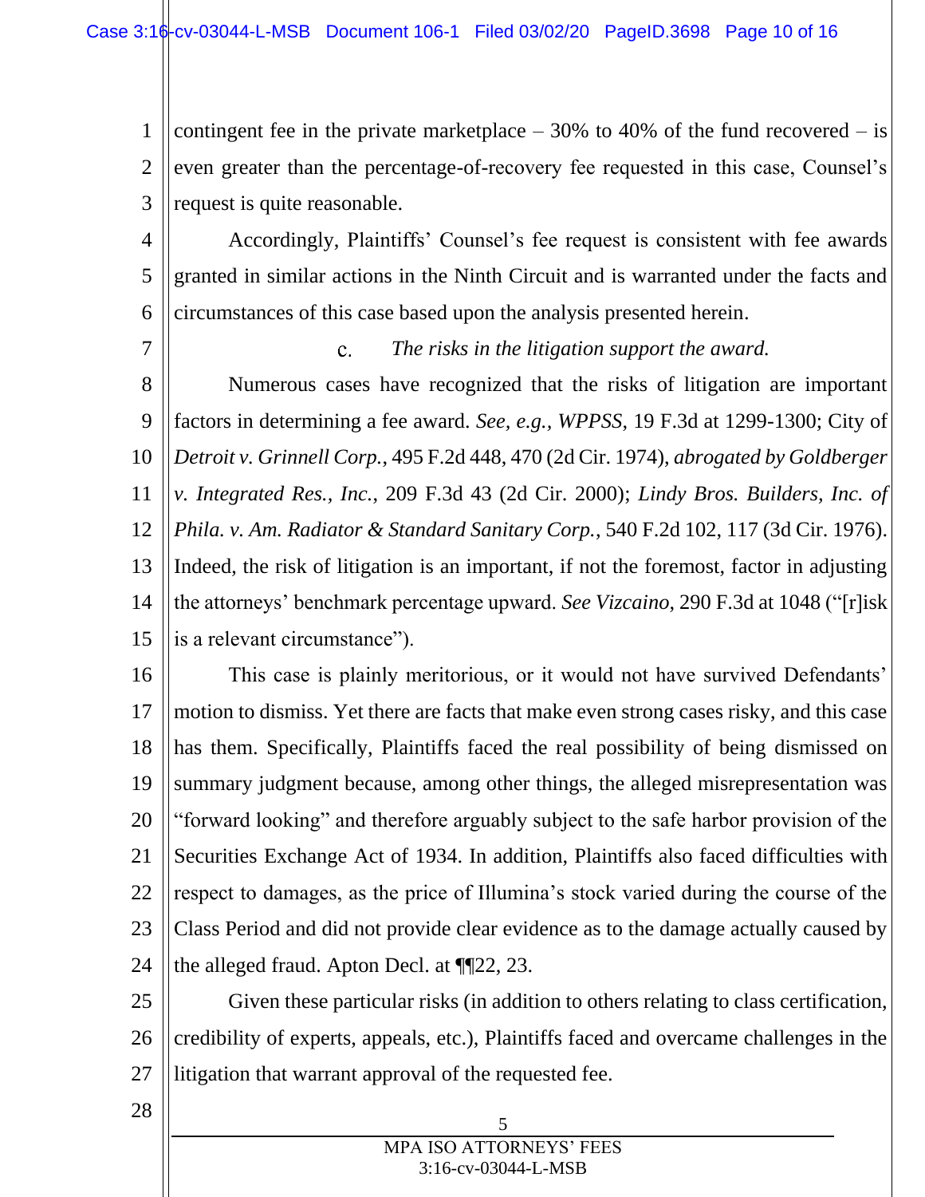contingent fee in the private marketplace – 30% to 40% of the fund recovered – is even greater than the percentage-of-recovery fee requested in this case, Counsel's request is quite reasonable.

Accordingly, Plaintiffs' Counsel's fee request is consistent with fee awards granted in similar actions in the Ninth Circuit and is warranted under the facts and circumstances of this case based upon the analysis presented herein.

c. *The risks in the litigation support the award.*

Numerous cases have recognized that the risks of litigation are important factors in determining a fee award. *See, e.g., WPPSS*, 19 F.3d at 1299-1300; City of *Detroit v. Grinnell Corp.*, 495 F.2d 448, 470 (2d Cir. 1974), *abrogated by Goldberger v. Integrated Res., Inc.*, 209 F.3d 43 (2d Cir. 2000); *Lindy Bros. Builders, Inc. of Phila. v. Am. Radiator & Standard Sanitary Corp.*, 540 F.2d 102, 117 (3d Cir. 1976). Indeed, the risk of litigation is an important, if not the foremost, factor in adjusting the attorneys' benchmark percentage upward. *See Vizcaino*, 290 F.3d at 1048 ("[r]isk is a relevant circumstance").

This case is plainly meritorious, or it would not have survived Defendants' motion to dismiss. Yet there are facts that make even strong cases risky, and this case has them. Specifically, Plaintiffs faced the real possibility of being dismissed on summary judgment because, among other things, the alleged misrepresentation was "forward looking" and therefore arguably subject to the safe harbor provision of the Securities Exchange Act of 1934. In addition, Plaintiffs also faced difficulties with respect to damages, as the price of Illumina's stock varied during the course of the Class Period and did not provide clear evidence as to the damage actually caused by the alleged fraud. Apton Decl. at ¶¶22, 23.

Given these particular risks (in addition to others relating to class certification, credibility of experts, appeals, etc.), Plaintiffs faced and overcame challenges in the litigation that warrant approval of the requested fee.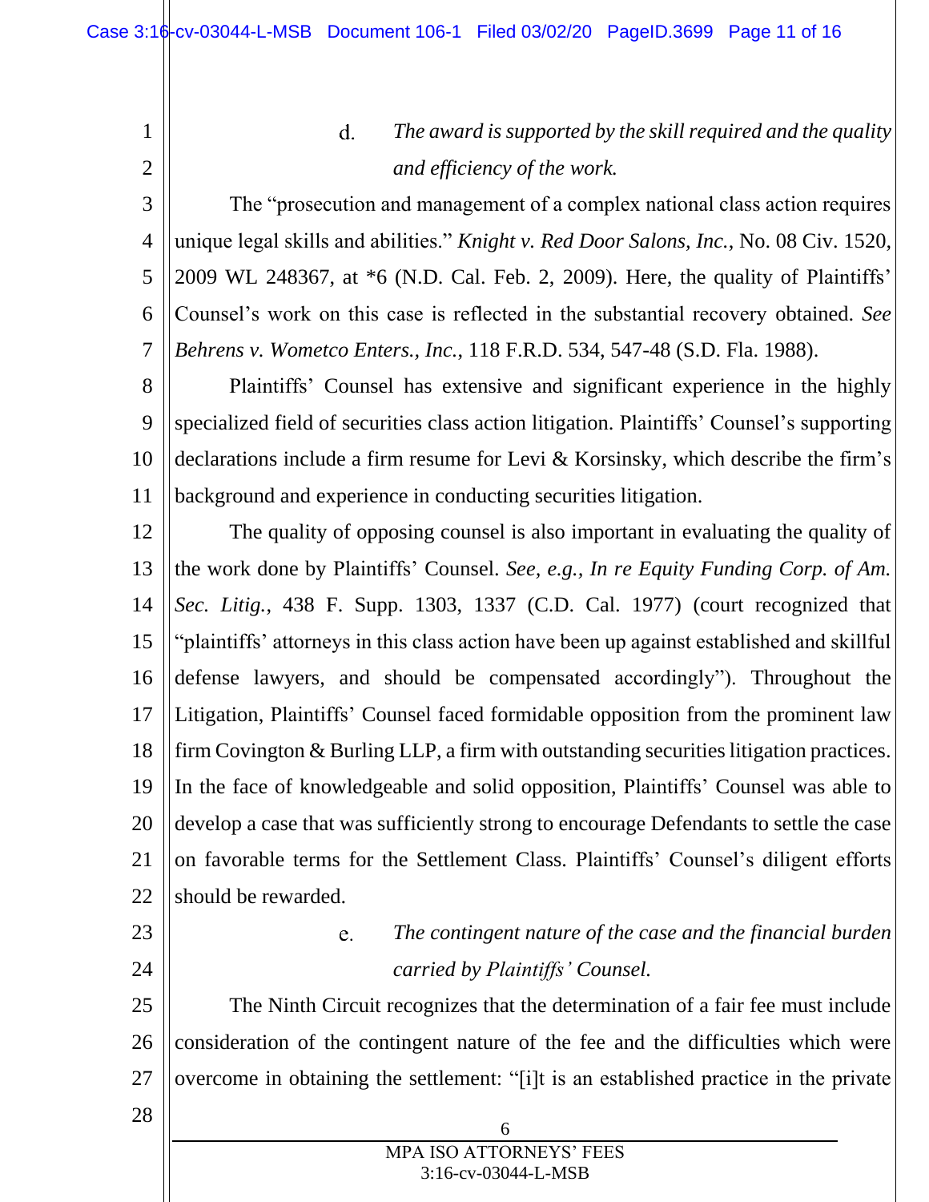d. *The award is supported by the skill required and the quality and efficiency of the work.*

The "prosecution and management of a complex national class action requires unique legal skills and abilities." *Knight v. Red Door Salons, Inc.*, No. 08 Civ. 1520, 2009 WL 248367, at *6 (N.D. Cal. Feb. 2, 2009). Here, the quality of Plaintiffs' Counsel's work on this case is reflected in the substantial recovery obtained. *See Behrens v. Wometco Enters., Inc.*, 118 F.R.D. 534, 547-48 (S.D. Fla. 1988).

Plaintiffs' Counsel has extensive and significant experience in the highly specialized field of securities class action litigation. Plaintiffs' Counsel's supporting declarations include a firm resume for Levi & Korsinsky, which describe the firm's background and experience in conducting securities litigation.

The quality of opposing counsel is also important in evaluating the quality of the work done by Plaintiffs' Counsel. *See, e.g., In re Equity Funding Corp. of Am. Sec. Litig.*, 438 F. Supp. 1303, 1337 (C.D. Cal. 1977) (court recognized that "plaintiffs' attorneys in this class action have been up against established and skillful defense lawyers, and should be compensated accordingly"). Throughout the Litigation, Plaintiffs' Counsel faced formidable opposition from the prominent law firm Covington & Burling LLP, a firm with outstanding securities litigation practices. In the face of knowledgeable and solid opposition, Plaintiffs' Counsel was able to develop a case that was sufficiently strong to encourage Defendants to settle the case on favorable terms for the Settlement Class. Plaintiffs' Counsel's diligent efforts should be rewarded.

e. *The contingent nature of the case and the financial burden carried by Plaintiffs' Counsel.*

The Ninth Circuit recognizes that the determination of a fair fee must include consideration of the contingent nature of the fee and the difficulties which were overcome in obtaining the settlement: "[i]t is an established practice in the private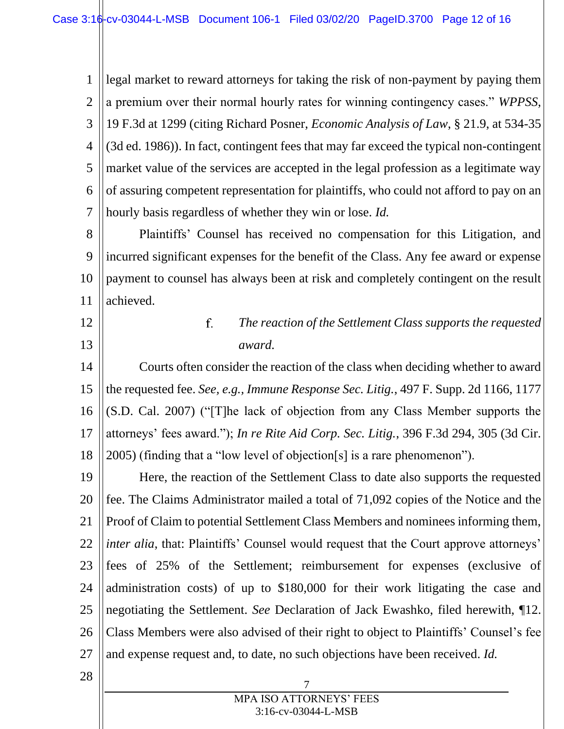legal market to reward attorneys for taking the risk of non-payment by paying them a premium over their normal hourly rates for winning contingency cases." *WPPSS*, 19 F.3d at 1299 (citing Richard Posner, *Economic Analysis of Law*, § 21.9, at 534-35 (3d ed. 1986)). In fact, contingent fees that may far exceed the typical non-contingent market value of the services are accepted in the legal profession as a legitimate way of assuring competent representation for plaintiffs, who could not afford to pay on an hourly basis regardless of whether they win or lose. *Id.*

Plaintiffs' Counsel has received no compensation for this Litigation, and incurred significant expenses for the benefit of the Class. Any fee award or expense payment to counsel has always been at risk and completely contingent on the result achieved.

f. *The reaction of the Settlement Class supports the requested award.*

Courts often consider the reaction of the class when deciding whether to award the requested fee. *See, e.g.*, *Immune Response Sec. Litig.*, 497 F. Supp. 2d 1166, 1177 (S.D. Cal. 2007) ("[T]he lack of objection from any Class Member supports the attorneys' fees award."); *In re Rite Aid Corp. Sec. Litig.*, 396 F.3d 294, 305 (3d Cir. 2005) (finding that a "low level of objection[s] is a rare phenomenon").

Here, the reaction of the Settlement Class to date also supports the requested fee. The Claims Administrator mailed a total of 71,092 copies of the Notice and the Proof of Claim to potential Settlement Class Members and nominees informing them, *inter alia*, that: Plaintiffs' Counsel would request that the Court approve attorneys' fees of 25% of the Settlement; reimbursement for expenses (exclusive of administration costs) of up to $180,000 for their work litigating the case and negotiating the Settlement. *See* Declaration of Jack Ewashko, filed herewith, ¶12. Class Members were also advised of their right to object to Plaintiffs' Counsel's fee and expense request and, to date, no such objections have been received. *Id.*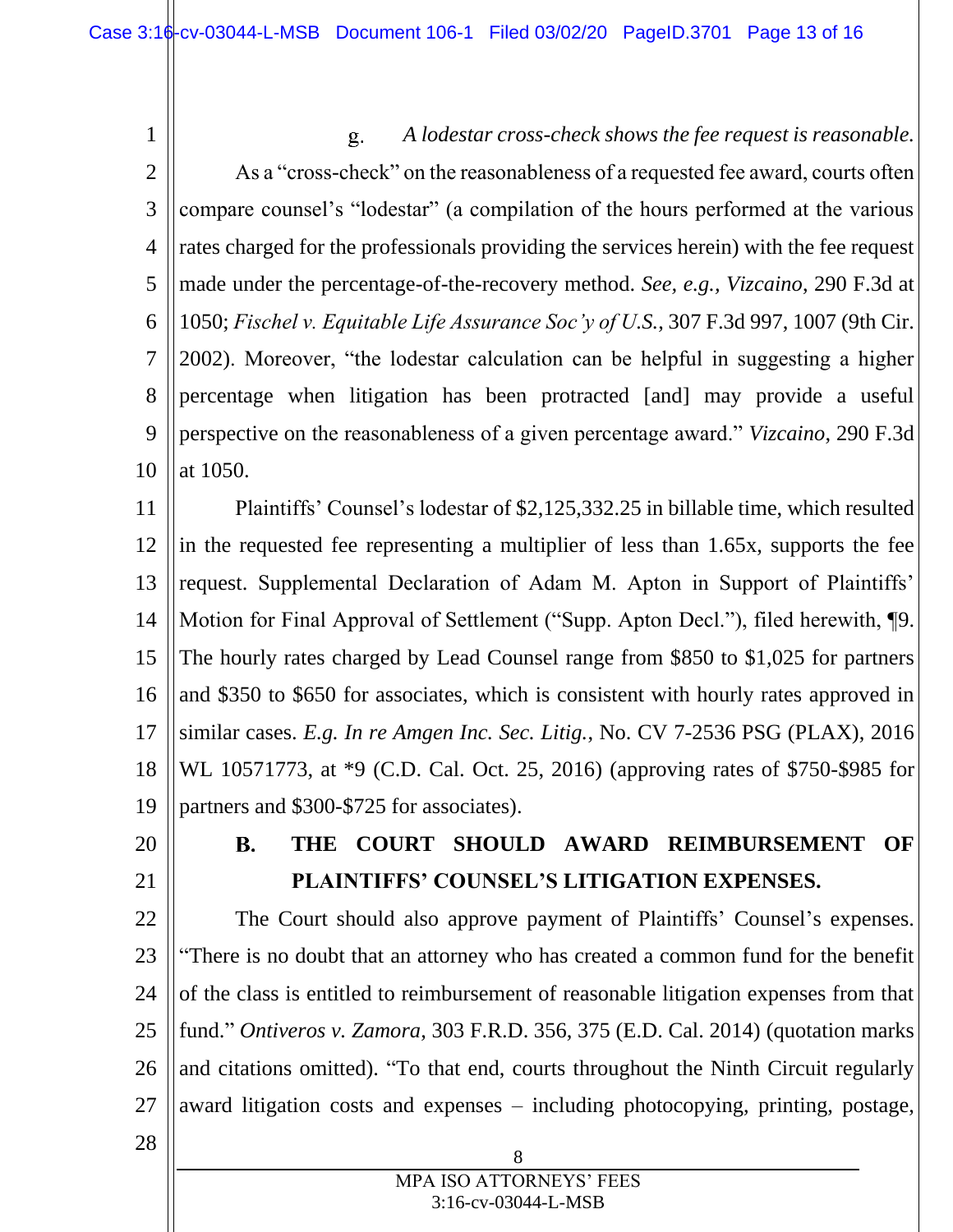g. *A lodestar cross-check shows the fee request is reasonable.*

As a "cross-check" on the reasonableness of a requested fee award, courts often compare counsel's "lodestar" (a compilation of the hours performed at the various rates charged for the professionals providing the services herein) with the fee request made under the percentage-of-the-recovery method. *See, e.g.*, *Vizcaino*, 290 F.3d at 1050; *Fischel v. Equitable Life Assurance Soc'y of U.S.*, 307 F.3d 997, 1007 (9th Cir. 2002). Moreover, "the lodestar calculation can be helpful in suggesting a higher percentage when litigation has been protracted [and] may provide a useful perspective on the reasonableness of a given percentage award." *Vizcaino*, 290 F.3d at 1050.

Plaintiffs' Counsel's lodestar of $2,125,332.25 in billable time, which resulted in the requested fee representing a multiplier of less than 1.65x, supports the fee request. Supplemental Declaration of Adam M. Apton in Support of Plaintiffs' Motion for Final Approval of Settlement ("Supp. Apton Decl."), filed herewith, ¶9. The hourly rates charged by Lead Counsel range from $850 to $1,025 for partners and $350 to $650 for associates, which is consistent with hourly rates approved in similar cases. *E.g. In re Amgen Inc. Sec. Litig.*, No. CV 7-2536 PSG (PLAX), 2016 WL 10571773, at *9 (C.D. Cal. Oct. 25, 2016) (approving rates of $750-$985 for partners and $300-$725 for associates).

## B. THE COURT SHOULD AWARD REIMBURSEMENT OF PLAINTIFFS' COUNSEL'S LITIGATION EXPENSES.

The Court should also approve payment of Plaintiffs' Counsel's expenses. "There is no doubt that an attorney who has created a common fund for the benefit of the class is entitled to reimbursement of reasonable litigation expenses from that fund." *Ontiveros v. Zamora*, 303 F.R.D. 356, 375 (E.D. Cal. 2014) (quotation marks and citations omitted). "To that end, courts throughout the Ninth Circuit regularly award litigation costs and expenses – including photocopying, printing, postage,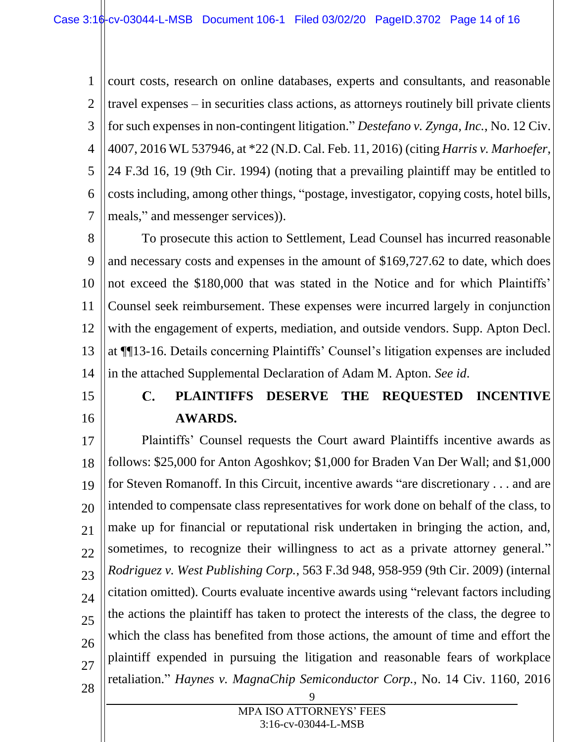court costs, research on online databases, experts and consultants, and reasonable travel expenses – in securities class actions, as attorneys routinely bill private clients for such expenses in non-contingent litigation." *Destefano v. Zynga, Inc.*, No. 12 Civ. 4007, 2016 WL 537946, at *22 (N.D. Cal. Feb. 11, 2016) (citing *Harris v. Marhoefer*, 24 F.3d 16, 19 (9th Cir. 1994) (noting that a prevailing plaintiff may be entitled to costs including, among other things, "postage, investigator, copying costs, hotel bills, meals," and messenger services)).

To prosecute this action to Settlement, Lead Counsel has incurred reasonable and necessary costs and expenses in the amount of $169,727.62 to date, which does not exceed the $180,000 that was stated in the Notice and for which Plaintiffs' Counsel seek reimbursement. These expenses were incurred largely in conjunction with the engagement of experts, mediation, and outside vendors. Supp. Apton Decl. at ¶¶13-16. Details concerning Plaintiffs' Counsel's litigation expenses are included in the attached Supplemental Declaration of Adam M. Apton. *See id*.

### C. PLAINTIFFS DESERVE THE REQUESTED INCENTIVE AWARDS.

Plaintiffs' Counsel requests the Court award Plaintiffs incentive awards as follows: $25,000 for Anton Agoshkov; $1,000 for Braden Van Der Wall; and $1,000 for Steven Romanoff. In this Circuit, incentive awards "are discretionary . . . and are intended to compensate class representatives for work done on behalf of the class, to make up for financial or reputational risk undertaken in bringing the action, and, sometimes, to recognize their willingness to act as a private attorney general." *Rodriguez v. West Publishing Corp.*, 563 F.3d 948, 958-959 (9th Cir. 2009) (internal citation omitted). Courts evaluate incentive awards using "relevant factors including the actions the plaintiff has taken to protect the interests of the class, the degree to which the class has benefited from those actions, the amount of time and effort the plaintiff expended in pursuing the litigation and reasonable fears of workplace retaliation." *Haynes v. MagnaChip Semiconductor Corp.*, No. 14 Civ. 1160, 2016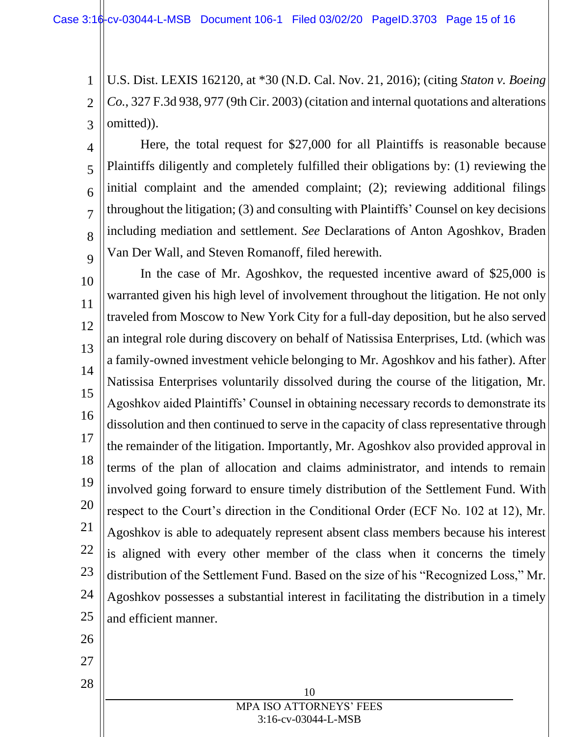U.S. Dist. LEXIS 162120, at *30 (N.D. Cal. Nov. 21, 2016); (citing *Staton v. Boeing Co.*, 327 F.3d 938, 977 (9th Cir. 2003) (citation and internal quotations and alterations omitted)).

Here, the total request for $27,000 for all Plaintiffs is reasonable because Plaintiffs diligently and completely fulfilled their obligations by: (1) reviewing the initial complaint and the amended complaint; (2); reviewing additional filings throughout the litigation; (3) and consulting with Plaintiffs' Counsel on key decisions including mediation and settlement. *See* Declarations of Anton Agoshkov, Braden Van Der Wall, and Steven Romanoff, filed herewith.

In the case of Mr. Agoshkov, the requested incentive award of $25,000 is warranted given his high level of involvement throughout the litigation. He not only traveled from Moscow to New York City for a full-day deposition, but he also served an integral role during discovery on behalf of Natissisa Enterprises, Ltd. (which was a family-owned investment vehicle belonging to Mr. Agoshkov and his father). After Natissisa Enterprises voluntarily dissolved during the course of the litigation, Mr. Agoshkov aided Plaintiffs' Counsel in obtaining necessary records to demonstrate its dissolution and then continued to serve in the capacity of class representative through the remainder of the litigation. Importantly, Mr. Agoshkov also provided approval in terms of the plan of allocation and claims administrator, and intends to remain involved going forward to ensure timely distribution of the Settlement Fund. With respect to the Court's direction in the Conditional Order (ECF No. 102 at 12), Mr. Agoshkov is able to adequately represent absent class members because his interest is aligned with every other member of the class when it concerns the timely distribution of the Settlement Fund. Based on the size of his "Recognized Loss," Mr. Agoshkov possesses a substantial interest in facilitating the distribution in a timely and efficient manner.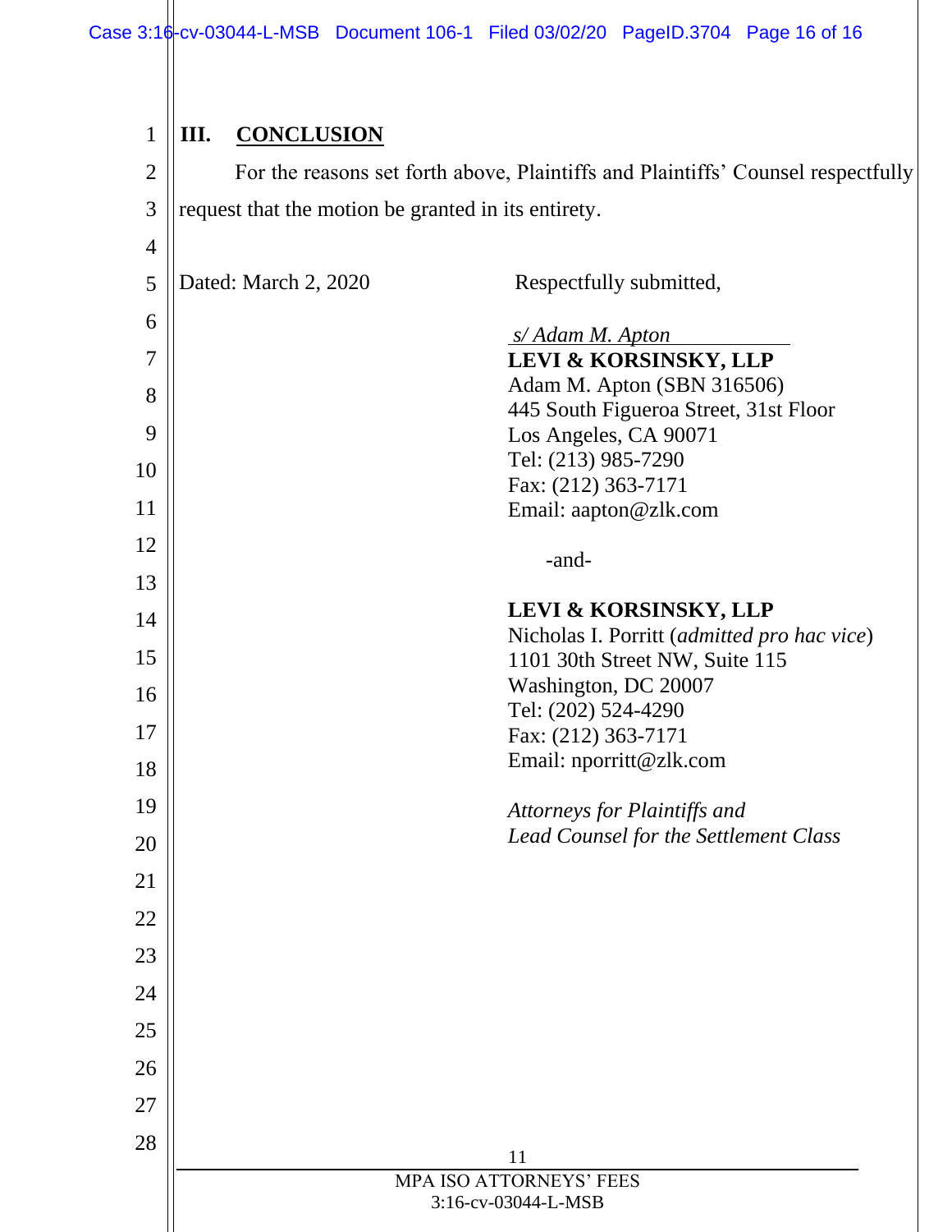## III. CONCLUSION

For the reasons set forth above, Plaintiffs and Plaintiffs' Counsel respectfully request that the motion be granted in its entirety.

Dated: March 2, 2020

Respectfully submitted,

*s/ Adam M. Apton*
**LEVI & KORSINSKY, LLP**
Adam M. Apton (SBN 316506)
445 South Figueroa Street, 31st Floor
Los Angeles, CA 90071
Tel: (213) 985-7290
Fax: (212) 363-7171
Email: aapton@zlk.com

-and-

**LEVI & KORSINSKY, LLP**
Nicholas I. Porritt (*admitted pro hac vice*)
1101 30th Street NW, Suite 115
Washington, DC 20007
Tel: (202) 524-4290
Fax: (212) 363-7171
Email: nporritt@zlk.com

*Attorneys for Plaintiffs and*
*Lead Counsel for the Settlement Class*